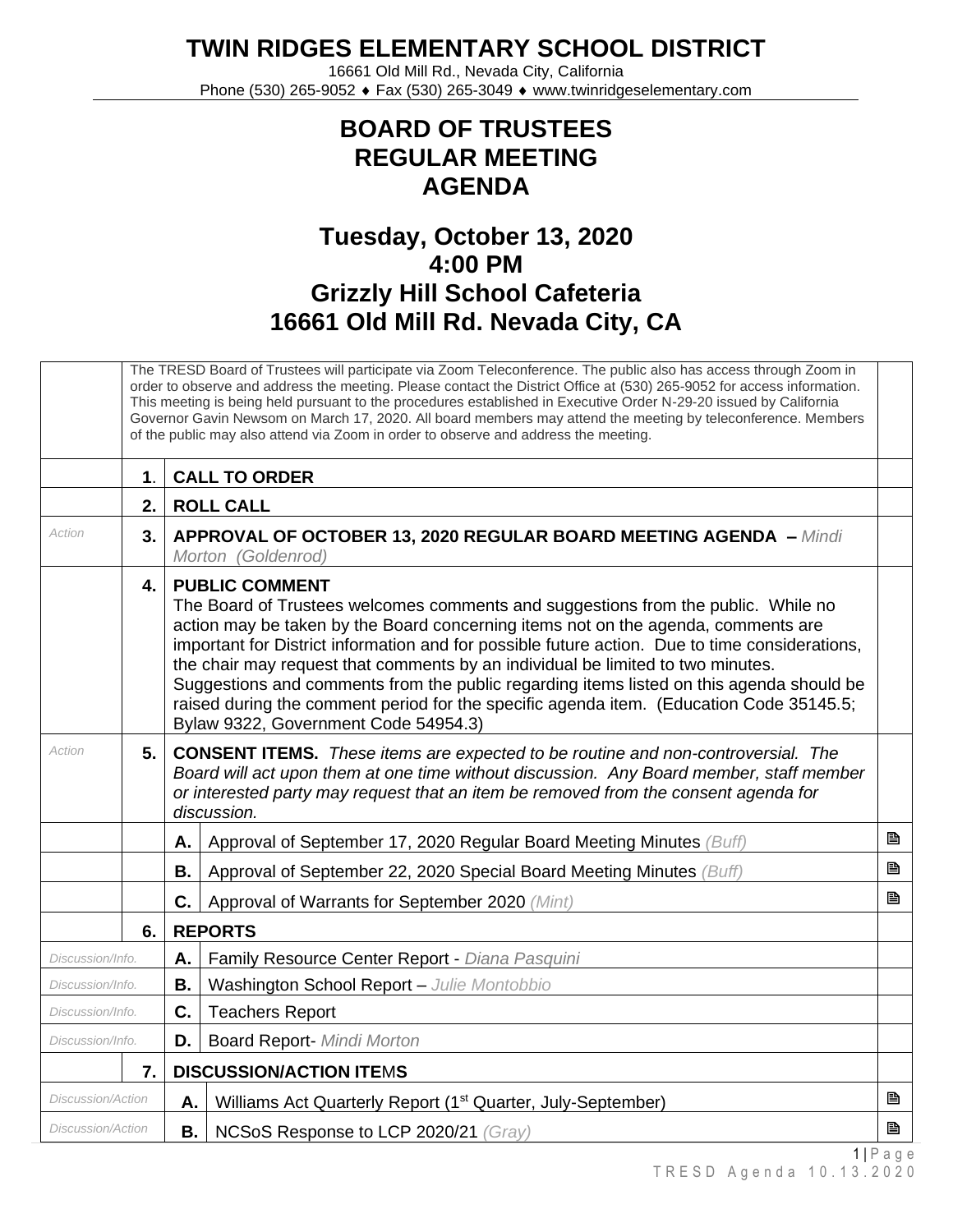# TWIN RIDGES ELEMENTARY SCHOOL DISTRICT

16661 Old Mill Rd., Nevada City, California
Phone (530) 265-9052 ♦ Fax (530) 265-3049 ♦ www.twinridgeselementary.com

## BOARD OF TRUSTEES
## REGULAR MEETING
## AGENDA

## Tuesday, October 13, 2020
## 4:00 PM
## Grizzly Hill School Cafeteria
## 16661 Old Mill Rd. Nevada City, CA

| | | | | |
|---|---|---|---|---|
| | The TRESD Board of Trustees will participate via Zoom Teleconference. The public also has access through Zoom in order to observe and address the meeting. Please contact the District Office at (530) 265-9052 for access information. This meeting is being held pursuant to the procedures established in Executive Order N-29-20 issued by California Governor Gavin Newsom on March 17, 2020. All board members may attend the meeting by teleconference. Members of the public may also attend via Zoom in order to observe and address the meeting. | | | |
| | **1.** | **CALL TO ORDER** | | |
| | **2.** | **ROLL CALL** | | |
| *Action* | **3.** | **APPROVAL OF OCTOBER 13, 2020 REGULAR BOARD MEETING AGENDA –** *Mindi Morton (Goldenrod)* | | |
| | **4.** | **PUBLIC COMMENT** The Board of Trustees welcomes comments and suggestions from the public. While no action may be taken by the Board concerning items not on the agenda, comments are important for District information and for possible future action. Due to time considerations, the chair may request that comments by an individual be limited to two minutes. Suggestions and comments from the public regarding items listed on this agenda should be raised during the comment period for the specific agenda item. (Education Code 35145.5; Bylaw 9322, Government Code 54954.3) | | |
| *Action* | **5.** | **CONSENT ITEMS.** *These items are expected to be routine and non-controversial. The Board will act upon them at one time without discussion. Any Board member, staff member or interested party may request that an item be removed from the consent agenda for discussion.* | | |
| | | **A.** | Approval of September 17, 2020 Regular Board Meeting Minutes *(Buff)* | 🖹 |
| | | **B.** | Approval of September 22, 2020 Special Board Meeting Minutes *(Buff)* | 🖹 |
| | | **C.** | Approval of Warrants for September 2020 *(Mint)* | 🖹 |
| | **6.** | **REPORTS** | | |
| *Discussion/Info.* | | **A.** | Family Resource Center Report - *Diana Pasquini* | |
| *Discussion/Info.* | | **B.** | Washington School Report – *Julie Montobbio* | |
| *Discussion/Info.* | | **C.** | Teachers Report | |
| *Discussion/Info.* | | **D.** | Board Report- *Mindi Morton* | |
| | **7.** | **DISCUSSION/ACTION ITEMS** | | |
| *Discussion/Action* | | **A.** | Williams Act Quarterly Report (1st Quarter, July-September) | 🖹 |
| *Discussion/Action* | | **B.** | NCSoS Response to LCP 2020/21 *(Gray)* | 🖹 |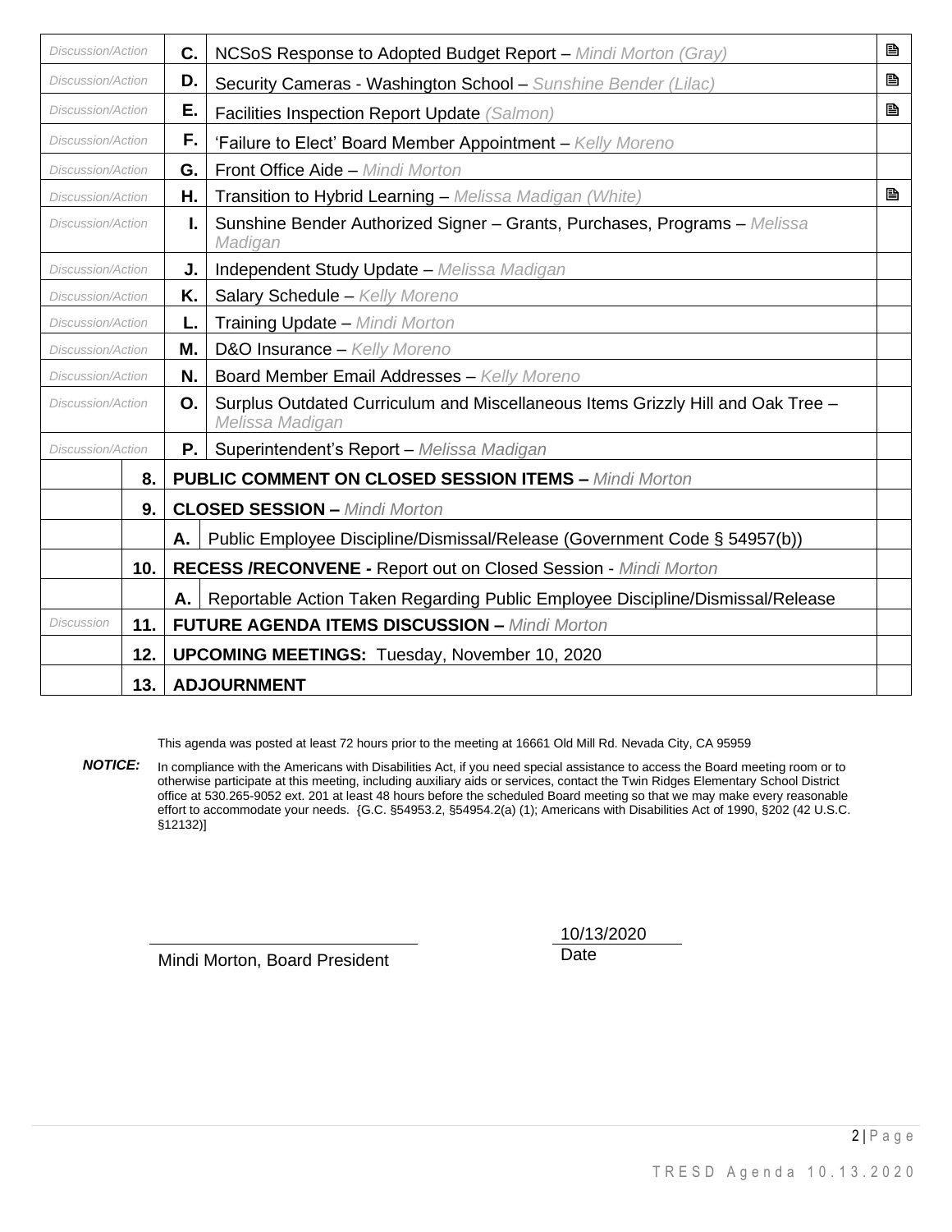| | | | | |
|---|---|---|---|---|
| *Discussion/Action* | | **C.** | NCSoS Response to Adopted Budget Report – *Mindi Morton (Gray)* | 🖹 |
| *Discussion/Action* | | **D.** | Security Cameras - Washington School – *Sunshine Bender (Lilac)* | 🖹 |
| *Discussion/Action* | | **E.** | Facilities Inspection Report Update *(Salmon)* | 🖹 |
| *Discussion/Action* | | **F.** | 'Failure to Elect' Board Member Appointment – *Kelly Moreno* | |
| *Discussion/Action* | | **G.** | Front Office Aide – *Mindi Morton* | |
| *Discussion/Action* | | **H.** | Transition to Hybrid Learning – *Melissa Madigan (White)* | 🖹 |
| *Discussion/Action* | | **I.** | Sunshine Bender Authorized Signer – Grants, Purchases, Programs – *Melissa Madigan* | |
| *Discussion/Action* | | **J.** | Independent Study Update – *Melissa Madigan* | |
| *Discussion/Action* | | **K.** | Salary Schedule – *Kelly Moreno* | |
| *Discussion/Action* | | **L.** | Training Update – *Mindi Morton* | |
| *Discussion/Action* | | **M.** | D&O Insurance – *Kelly Moreno* | |
| *Discussion/Action* | | **N.** | Board Member Email Addresses – *Kelly Moreno* | |
| *Discussion/Action* | | **O.** | Surplus Outdated Curriculum and Miscellaneous Items Grizzly Hill and Oak Tree – *Melissa Madigan* | |
| *Discussion/Action* | | **P.** | Superintendent's Report – *Melissa Madigan* | |
| | **8.** | **PUBLIC COMMENT ON CLOSED SESSION ITEMS –** *Mindi Morton* | | |
| | **9.** | **CLOSED SESSION –** *Mindi Morton* | | |
| | | **A.** | Public Employee Discipline/Dismissal/Release (Government Code § 54957(b)) | |
| | **10.** | **RECESS /RECONVENE -** Report out on Closed Session - *Mindi Morton* | | |
| | | **A.** | Reportable Action Taken Regarding Public Employee Discipline/Dismissal/Release | |
| *Discussion* | **11.** | **FUTURE AGENDA ITEMS DISCUSSION –** *Mindi Morton* | | |
| | **12.** | **UPCOMING MEETINGS:** Tuesday, November 10, 2020 | | |
| | **13.** | **ADJOURNMENT** | | |

This agenda was posted at least 72 hours prior to the meeting at 16661 Old Mill Rd. Nevada City, CA 95959

***NOTICE:*** In compliance with the Americans with Disabilities Act, if you need special assistance to access the Board meeting room or to otherwise participate at this meeting, including auxiliary aids or services, contact the Twin Ridges Elementary School District office at 530.265-9052 ext. 201 at least 48 hours before the scheduled Board meeting so that we may make every reasonable effort to accommodate your needs. {G.C. §54953.2, §54954.2(a) (1); Americans with Disabilities Act of 1990, §202 (42 U.S.C. §12132)]

______________________________
Mindi Morton, Board President

10/13/2020
Date